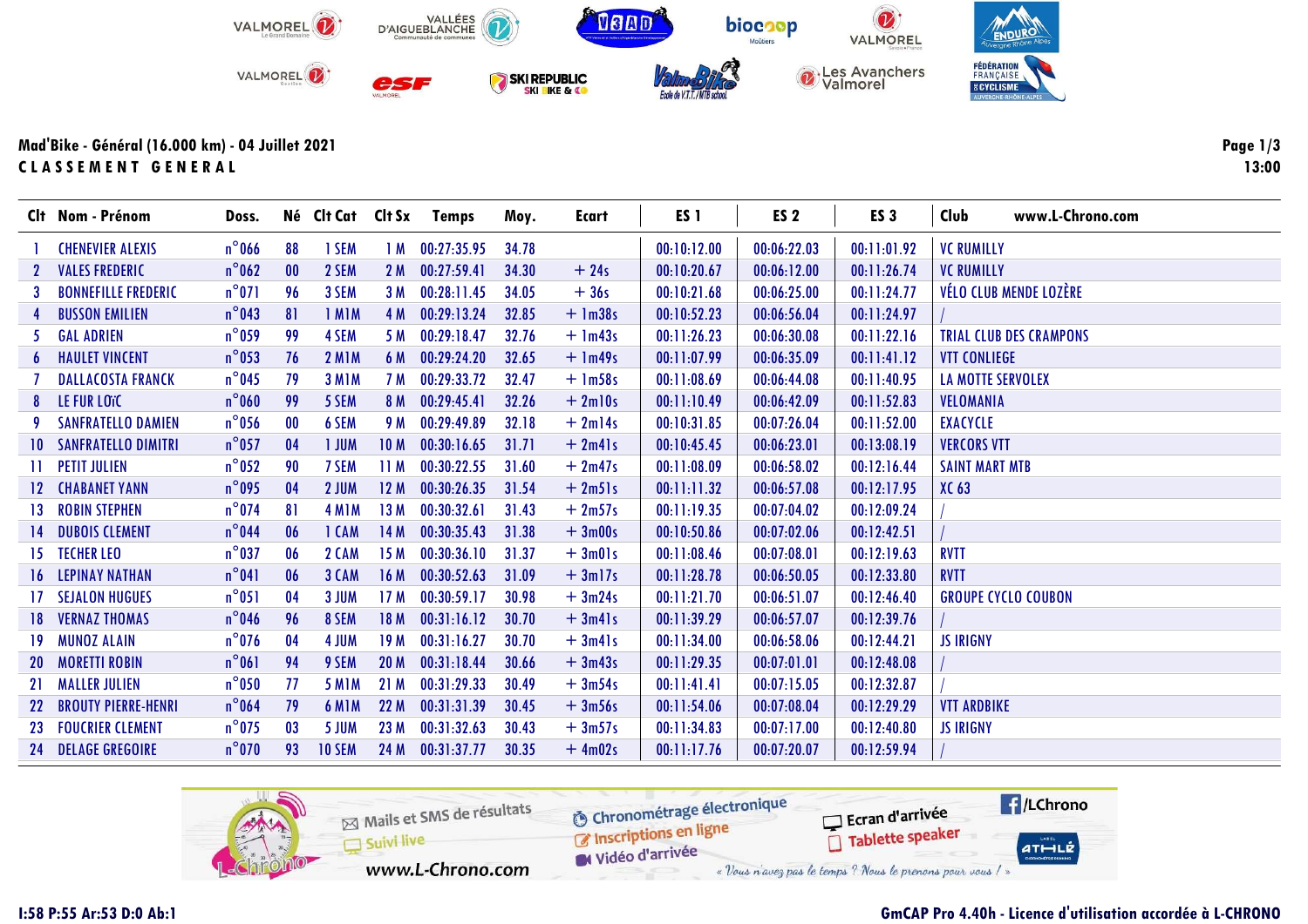## Mad'Bike - Général (16.000 km) - 04 Juillet 2021

**CLASSEMENT GENERAL**

| Clt | Nom - Prénom | Doss. | Né | Clt Cat | Clt Sx | Temps | Moy. | Ecart | ES 1 | ES 2 | ES 3 | Club www.L-Chrono.com |
|---|---|---|---|---|---|---|---|---|---|---|---|---|
| 1 | CHENEVIER ALEXIS | n°066 | 88 | 1 SEM | 1 M | 00:27:35.95 | 34.78 | | 00:10:12.00 | 00:06:22.03 | 00:11:01.92 | VC RUMILLY |
| 2 | VALES FREDERIC | n°062 | 00 | 2 SEM | 2 M | 00:27:59.41 | 34.30 | + 24s | 00:10:20.67 | 00:06:12.00 | 00:11:26.74 | VC RUMILLY |
| 3 | BONNEFILLE FREDERIC | n°071 | 96 | 3 SEM | 3 M | 00:28:11.45 | 34.05 | + 36s | 00:10:21.68 | 00:06:25.00 | 00:11:24.77 | VÉLO CLUB MENDE LOZÈRE |
| 4 | BUSSON EMILIEN | n°043 | 81 | 1 M1M | 4 M | 00:29:13.24 | 32.85 | + 1m38s | 00:10:52.23 | 00:06:56.04 | 00:11:24.97 | / |
| 5 | GAL ADRIEN | n°059 | 99 | 4 SEM | 5 M | 00:29:18.47 | 32.76 | + 1m43s | 00:11:26.23 | 00:06:30.08 | 00:11:22.16 | TRIAL CLUB DES CRAMPONS |
| 6 | HAULET VINCENT | n°053 | 76 | 2 M1M | 6 M | 00:29:24.20 | 32.65 | + 1m49s | 00:11:07.99 | 00:06:35.09 | 00:11:41.12 | VTT CONLIEGE |
| 7 | DALLACOSTA FRANCK | n°045 | 79 | 3 M1M | 7 M | 00:29:33.72 | 32.47 | + 1m58s | 00:11:08.69 | 00:06:44.08 | 00:11:40.95 | LA MOTTE SERVOLEX |
| 8 | LE FUR LOïC | n°060 | 99 | 5 SEM | 8 M | 00:29:45.41 | 32.26 | + 2m10s | 00:11:10.49 | 00:06:42.09 | 00:11:52.83 | VELOMANIA |
| 9 | SANFRATELLO DAMIEN | n°056 | 00 | 6 SEM | 9 M | 00:29:49.89 | 32.18 | + 2m14s | 00:10:31.85 | 00:07:26.04 | 00:11:52.00 | EXACYCLE |
| 10 | SANFRATELLO DIMITRI | n°057 | 04 | 1 JUM | 10 M | 00:30:16.65 | 31.71 | + 2m41s | 00:10:45.45 | 00:06:23.01 | 00:13:08.19 | VERCORS VTT |
| 11 | PETIT JULIEN | n°052 | 90 | 7 SEM | 11 M | 00:30:22.55 | 31.60 | + 2m47s | 00:11:08.09 | 00:06:58.02 | 00:12:16.44 | SAINT MART MTB |
| 12 | CHABANET YANN | n°095 | 04 | 2 JUM | 12 M | 00:30:26.35 | 31.54 | + 2m51s | 00:11:11.32 | 00:06:57.08 | 00:12:17.95 | XC 63 |
| 13 | ROBIN STEPHEN | n°074 | 81 | 4 M1M | 13 M | 00:30:32.61 | 31.43 | + 2m57s | 00:11:19.35 | 00:07:04.02 | 00:12:09.24 | / |
| 14 | DUBOIS CLEMENT | n°044 | 06 | 1 CAM | 14 M | 00:30:35.43 | 31.38 | + 3m00s | 00:10:50.86 | 00:07:02.06 | 00:12:42.51 | / |
| 15 | TECHER LEO | n°037 | 06 | 2 CAM | 15 M | 00:30:36.10 | 31.37 | + 3m01s | 00:11:08.46 | 00:07:08.01 | 00:12:19.63 | RVTT |
| 16 | LEPINAY NATHAN | n°041 | 06 | 3 CAM | 16 M | 00:30:52.63 | 31.09 | + 3m17s | 00:11:28.78 | 00:06:50.05 | 00:12:33.80 | RVTT |
| 17 | SEJALON HUGUES | n°051 | 04 | 3 JUM | 17 M | 00:30:59.17 | 30.98 | + 3m24s | 00:11:21.70 | 00:06:51.07 | 00:12:46.40 | GROUPE CYCLO COUBON |
| 18 | VERNAZ THOMAS | n°046 | 96 | 8 SEM | 18 M | 00:31:16.12 | 30.70 | + 3m41s | 00:11:39.29 | 00:06:57.07 | 00:12:39.76 | / |
| 19 | MUNOZ ALAIN | n°076 | 04 | 4 JUM | 19 M | 00:31:16.27 | 30.70 | + 3m41s | 00:11:34.00 | 00:06:58.06 | 00:12:44.21 | JS IRIGNY |
| 20 | MORETTI ROBIN | n°061 | 94 | 9 SEM | 20 M | 00:31:18.44 | 30.66 | + 3m43s | 00:11:29.35 | 00:07:01.01 | 00:12:48.08 | / |
| 21 | MALLER JULIEN | n°050 | 77 | 5 M1M | 21 M | 00:31:29.33 | 30.49 | + 3m54s | 00:11:41.41 | 00:07:15.05 | 00:12:32.87 | / |
| 22 | BROUTY PIERRE-HENRI | n°064 | 79 | 6 M1M | 22 M | 00:31:31.39 | 30.45 | + 3m56s | 00:11:54.06 | 00:07:08.04 | 00:12:29.29 | VTT ARDBIKE |
| 23 | FOUCRIER CLEMENT | n°075 | 03 | 5 JUM | 23 M | 00:31:32.63 | 30.43 | + 3m57s | 00:11:34.83 | 00:07:17.00 | 00:12:40.80 | JS IRIGNY |
| 24 | DELAGE GREGOIRE | n°070 | 93 | 10 SEM | 24 M | 00:31:37.77 | 30.35 | + 4m02s | 00:11:17.76 | 00:07:20.07 | 00:12:59.94 | / |

I:58 P:55 Ar:53 D:0 Ab:1

GmCAP Pro 4.40h - Licence d'utilisation accordée à L-CHRONO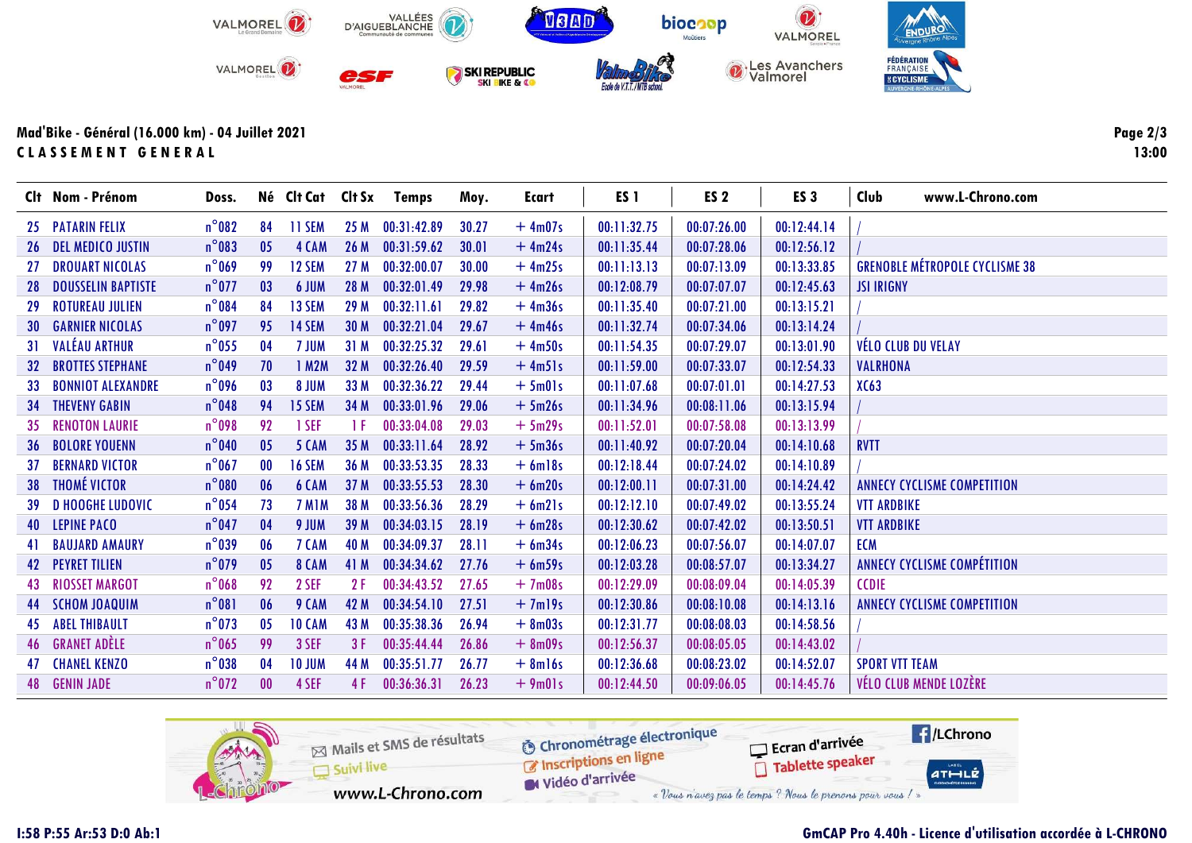Mad'Bike - Général (16.000 km) - 04 Juillet 2021

**CLASSEMENT GENERAL**

| Clt | Nom - Prénom | Doss. | Né | Clt Cat | Clt Sx | Temps | Moy. | Ecart | ES 1 | ES 2 | ES 3 | Club www.L-Chrono.com |
|---|---|---|---|---|---|---|---|---|---|---|---|---|
| 25 | PATARIN FELIX | n°082 | 84 | 11 SEM | 25 M | 00:31:42.89 | 30.27 | + 4m07s | 00:11:32.75 | 00:07:26.00 | 00:12:44.14 | / |
| 26 | DEL MEDICO JUSTIN | n°083 | 05 | 4 CAM | 26 M | 00:31:59.62 | 30.01 | + 4m24s | 00:11:35.44 | 00:07:28.06 | 00:12:56.12 | / |
| 27 | DROUART NICOLAS | n°069 | 99 | 12 SEM | 27 M | 00:32:00.07 | 30.00 | + 4m25s | 00:11:13.13 | 00:07:13.09 | 00:13:33.85 | GRENOBLE MÉTROPOLE CYCLISME 38 |
| 28 | DOUSSELIN BAPTISTE | n°077 | 03 | 6 JUM | 28 M | 00:32:01.49 | 29.98 | + 4m26s | 00:12:08.79 | 00:07:07.07 | 00:12:45.63 | JSI IRIGNY |
| 29 | ROTUREAU JULIEN | n°084 | 84 | 13 SEM | 29 M | 00:32:11.61 | 29.82 | + 4m36s | 00:11:35.40 | 00:07:21.00 | 00:13:15.21 | / |
| 30 | GARNIER NICOLAS | n°097 | 95 | 14 SEM | 30 M | 00:32:21.04 | 29.67 | + 4m46s | 00:11:32.74 | 00:07:34.06 | 00:13:14.24 | / |
| 31 | VALÉAU ARTHUR | n°055 | 04 | 7 JUM | 31 M | 00:32:25.32 | 29.61 | + 4m50s | 00:11:54.35 | 00:07:29.07 | 00:13:01.90 | VÉLO CLUB DU VELAY |
| 32 | BROTTES STEPHANE | n°049 | 70 | 1 M2M | 32 M | 00:32:26.40 | 29.59 | + 4m51s | 00:11:59.00 | 00:07:33.07 | 00:12:54.33 | VALRHONA |
| 33 | BONNIOT ALEXANDRE | n°096 | 03 | 8 JUM | 33 M | 00:32:36.22 | 29.44 | + 5m01s | 00:11:07.68 | 00:07:01.01 | 00:14:27.53 | XC63 |
| 34 | THEVENY GABIN | n°048 | 94 | 15 SEM | 34 M | 00:33:01.96 | 29.06 | + 5m26s | 00:11:34.96 | 00:08:11.06 | 00:13:15.94 | / |
| 35 | RENOTON LAURIE | n°098 | 92 | 1 SEF | 1 F | 00:33:04.08 | 29.03 | + 5m29s | 00:11:52.01 | 00:07:58.08 | 00:13:13.99 | / |
| 36 | BOLORE YOUENN | n°040 | 05 | 5 CAM | 35 M | 00:33:11.64 | 28.92 | + 5m36s | 00:11:40.92 | 00:07:20.04 | 00:14:10.68 | RVTT |
| 37 | BERNARD VICTOR | n°067 | 00 | 16 SEM | 36 M | 00:33:53.35 | 28.33 | + 6m18s | 00:12:18.44 | 00:07:24.02 | 00:14:10.89 | / |
| 38 | THOMÉ VICTOR | n°080 | 06 | 6 CAM | 37 M | 00:33:55.53 | 28.30 | + 6m20s | 00:12:00.11 | 00:07:31.00 | 00:14:24.42 | ANNECY CYCLISME COMPETITION |
| 39 | D HOOGHE LUDOVIC | n°054 | 73 | 7 M1M | 38 M | 00:33:56.36 | 28.29 | + 6m21s | 00:12:12.10 | 00:07:49.02 | 00:13:55.24 | VTT ARDBIKE |
| 40 | LEPINE PACO | n°047 | 04 | 9 JUM | 39 M | 00:34:03.15 | 28.19 | + 6m28s | 00:12:30.62 | 00:07:42.02 | 00:13:50.51 | VTT ARDBIKE |
| 41 | BAUJARD AMAURY | n°039 | 06 | 7 CAM | 40 M | 00:34:09.37 | 28.11 | + 6m34s | 00:12:06.23 | 00:07:56.07 | 00:14:07.07 | ECM |
| 42 | PEYRET TILIEN | n°079 | 05 | 8 CAM | 41 M | 00:34:34.62 | 27.76 | + 6m59s | 00:12:03.28 | 00:08:57.07 | 00:13:34.27 | ANNECY CYCLISME COMPÉTITION |
| 43 | RIOSSET MARGOT | n°068 | 92 | 2 SEF | 2 F | 00:34:43.52 | 27.65 | + 7m08s | 00:12:29.09 | 00:08:09.04 | 00:14:05.39 | CCDIE |
| 44 | SCHOM JOAQUIM | n°081 | 06 | 9 CAM | 42 M | 00:34:54.10 | 27.51 | + 7m19s | 00:12:30.86 | 00:08:10.08 | 00:14:13.16 | ANNECY CYCLISME COMPETITION |
| 45 | ABEL THIBAULT | n°073 | 05 | 10 CAM | 43 M | 00:35:38.36 | 26.94 | + 8m03s | 00:12:31.77 | 00:08:08.03 | 00:14:58.56 | / |
| 46 | GRANET ADÈLE | n°065 | 99 | 3 SEF | 3 F | 00:35:44.44 | 26.86 | + 8m09s | 00:12:56.37 | 00:08:05.05 | 00:14:43.02 | / |
| 47 | CHANEL KENZO | n°038 | 04 | 10 JUM | 44 M | 00:35:51.77 | 26.77 | + 8m16s | 00:12:36.68 | 00:08:23.02 | 00:14:52.07 | SPORT VTT TEAM |
| 48 | GENIN JADE | n°072 | 00 | 4 SEF | 4 F | 00:36:36.31 | 26.23 | + 9m01s | 00:12:44.50 | 00:09:06.05 | 00:14:45.76 | VÉLO CLUB MENDE LOZÈRE |

I:58 P:55 Ar:53 D:0 Ab:1

GmCAP Pro 4.40h - Licence d'utilisation accordée à L-CHRONO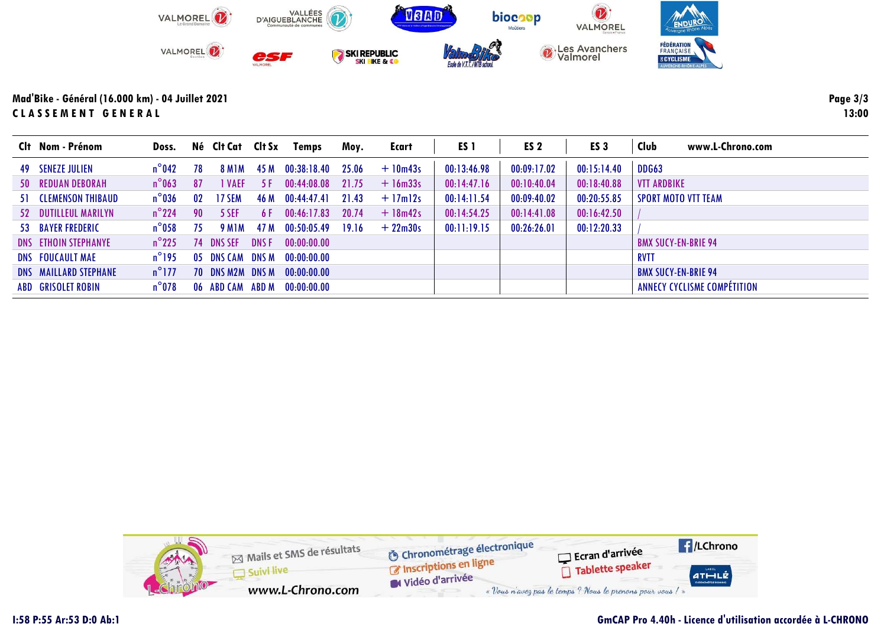Mad'Bike - Général (16.000 km) - 04 Juillet 2021

**CLASSEMENT GENERAL**

| Clt | Nom - Prénom | Doss. | Né | Clt Cat | Clt Sx | Temps | Moy. | Ecart | ES 1 | ES 2 | ES 3 | Club www.L-Chrono.com |
|---|---|---|---|---|---|---|---|---|---|---|---|---|
| 49 | SENEZE JULIEN | n°042 | 78 | 8 M1M | 45 M | 00:38:18.40 | 25.06 | + 10m43s | 00:13:46.98 | 00:09:17.02 | 00:15:14.40 | DDG63 |
| 50 | REDUAN DEBORAH | n°063 | 87 | 1 VAEF | 5 F | 00:44:08.08 | 21.75 | + 16m33s | 00:14:47.16 | 00:10:40.04 | 00:18:40.88 | VTT ARDBIKE |
| 51 | CLEMENSON THIBAUD | n°036 | 02 | 17 SEM | 46 M | 00:44:47.41 | 21.43 | + 17m12s | 00:14:11.54 | 00:09:40.02 | 00:20:55.85 | SPORT MOTO VTT TEAM |
| 52 | DUTILLEUL MARILYN | n°224 | 90 | 5 SEF | 6 F | 00:46:17.83 | 20.74 | + 18m42s | 00:14:54.25 | 00:14:41.08 | 00:16:42.50 | / |
| 53 | BAYER FREDERIC | n°058 | 75 | 9 M1M | 47 M | 00:50:05.49 | 19.16 | + 22m30s | 00:11:19.15 | 00:26:26.01 | 00:12:20.33 | / |
| DNS | ETHOIN STEPHANYE | n°225 | 74 | DNS SEF | DNS F | 00:00:00.00 | | | | | | BMX SUCY-EN-BRIE 94 |
| DNS | FOUCAULT MAE | n°195 | 05 | DNS CAM | DNS M | 00:00:00.00 | | | | | | RVTT |
| DNS | MAILLARD STEPHANE | n°177 | 70 | DNS M2M | DNS M | 00:00:00.00 | | | | | | BMX SUCY-EN-BRIE 94 |
| ABD | GRISOLET ROBIN | n°078 | 06 | ABD CAM | ABD M | 00:00:00.00 | | | | | | ANNECY CYCLISME COMPÉTITION |

I:58 P:55 Ar:53 D:0 Ab:1

GmCAP Pro 4.40h - Licence d'utilisation accordée à L-CHRONO